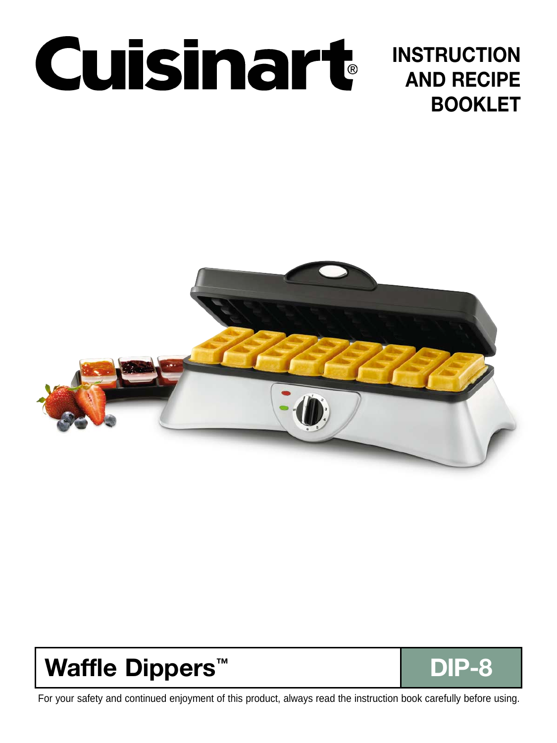# Cuisinart®

## INSTRUCTION AND RECIPE BOOKLET

## Waffle Dippers™ | DIP-8

For your safety and continued enjoyment of this product, always read the instruction book carefully before using.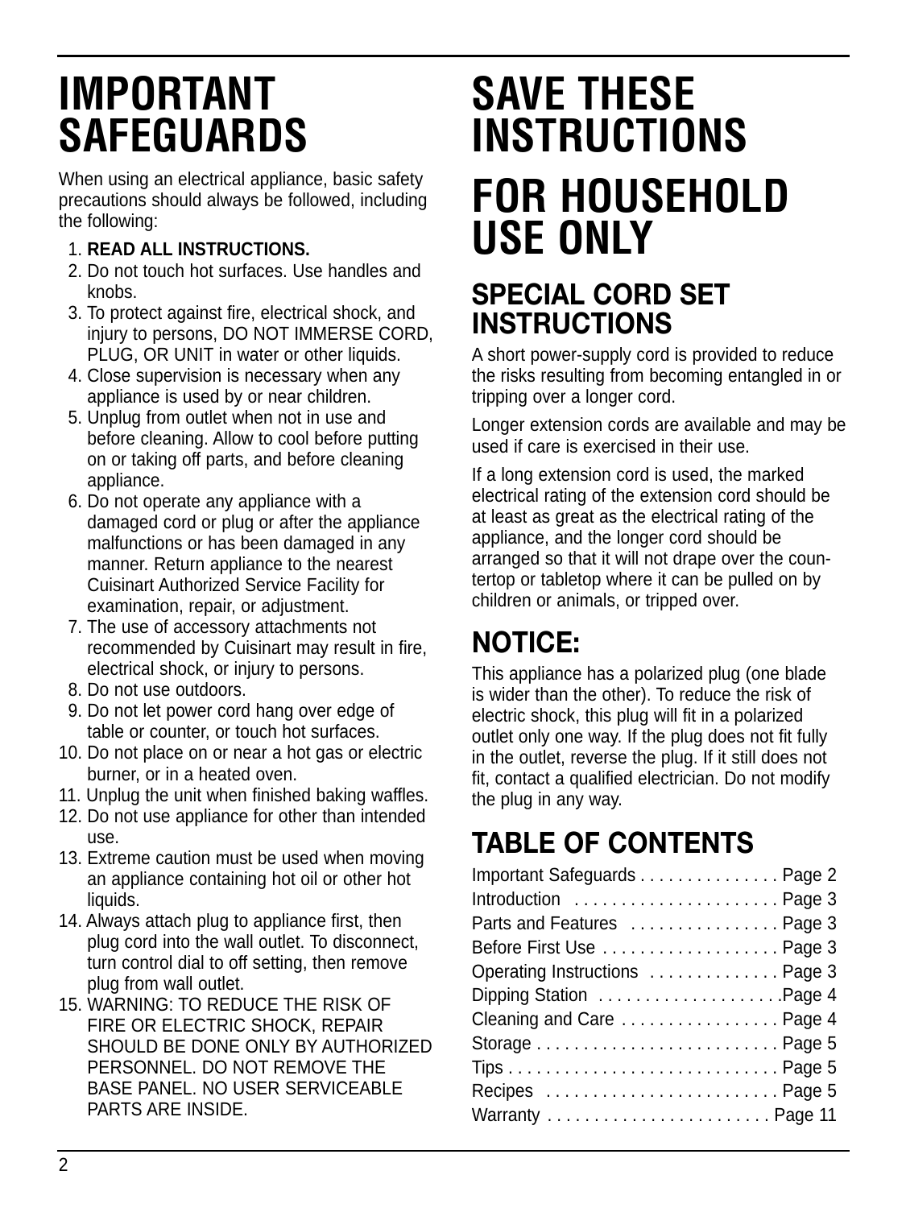# IMPORTANT SAFEGUARDS

When using an electrical appliance, basic safety precautions should always be followed, including the following:

1. **READ ALL INSTRUCTIONS.**
2. Do not touch hot surfaces. Use handles and knobs.
3. To protect against fire, electrical shock, and injury to persons, DO NOT IMMERSE CORD, PLUG, OR UNIT in water or other liquids.
4. Close supervision is necessary when any appliance is used by or near children.
5. Unplug from outlet when not in use and before cleaning. Allow to cool before putting on or taking off parts, and before cleaning appliance.
6. Do not operate any appliance with a damaged cord or plug or after the appliance malfunctions or has been damaged in any manner. Return appliance to the nearest Cuisinart Authorized Service Facility for examination, repair, or adjustment.
7. The use of accessory attachments not recommended by Cuisinart may result in fire, electrical shock, or injury to persons.
8. Do not use outdoors.
9. Do not let power cord hang over edge of table or counter, or touch hot surfaces.
10. Do not place on or near a hot gas or electric burner, or in a heated oven.
11. Unplug the unit when finished baking waffles.
12. Do not use appliance for other than intended use.
13. Extreme caution must be used when moving an appliance containing hot oil or other hot liquids.
14. Always attach plug to appliance first, then plug cord into the wall outlet. To disconnect, turn control dial to off setting, then remove plug from wall outlet.
15. WARNING: TO REDUCE THE RISK OF FIRE OR ELECTRIC SHOCK, REPAIR SHOULD BE DONE ONLY BY AUTHORIZED PERSONNEL. DO NOT REMOVE THE BASE PANEL. NO USER SERVICEABLE PARTS ARE INSIDE.

# SAVE THESE INSTRUCTIONS

# FOR HOUSEHOLD USE ONLY

## SPECIAL CORD SET INSTRUCTIONS

A short power-supply cord is provided to reduce the risks resulting from becoming entangled in or tripping over a longer cord.

Longer extension cords are available and may be used if care is exercised in their use.

If a long extension cord is used, the marked electrical rating of the extension cord should be at least as great as the electrical rating of the appliance, and the longer cord should be arranged so that it will not drape over the countertop or tabletop where it can be pulled on by children or animals, or tripped over.

## NOTICE:

This appliance has a polarized plug (one blade is wider than the other). To reduce the risk of electric shock, this plug will fit in a polarized outlet only one way. If the plug does not fit fully in the outlet, reverse the plug. If it still does not fit, contact a qualified electrician. Do not modify the plug in any way.

## TABLE OF CONTENTS

| | |
|---|---|
| Important Safeguards | Page 2 |
| Introduction | Page 3 |
| Parts and Features | Page 3 |
| Before First Use | Page 3 |
| Operating Instructions | Page 3 |
| Dipping Station | Page 4 |
| Cleaning and Care | Page 4 |
| Storage | Page 5 |
| Tips | Page 5 |
| Recipes | Page 5 |
| Warranty | Page 11 |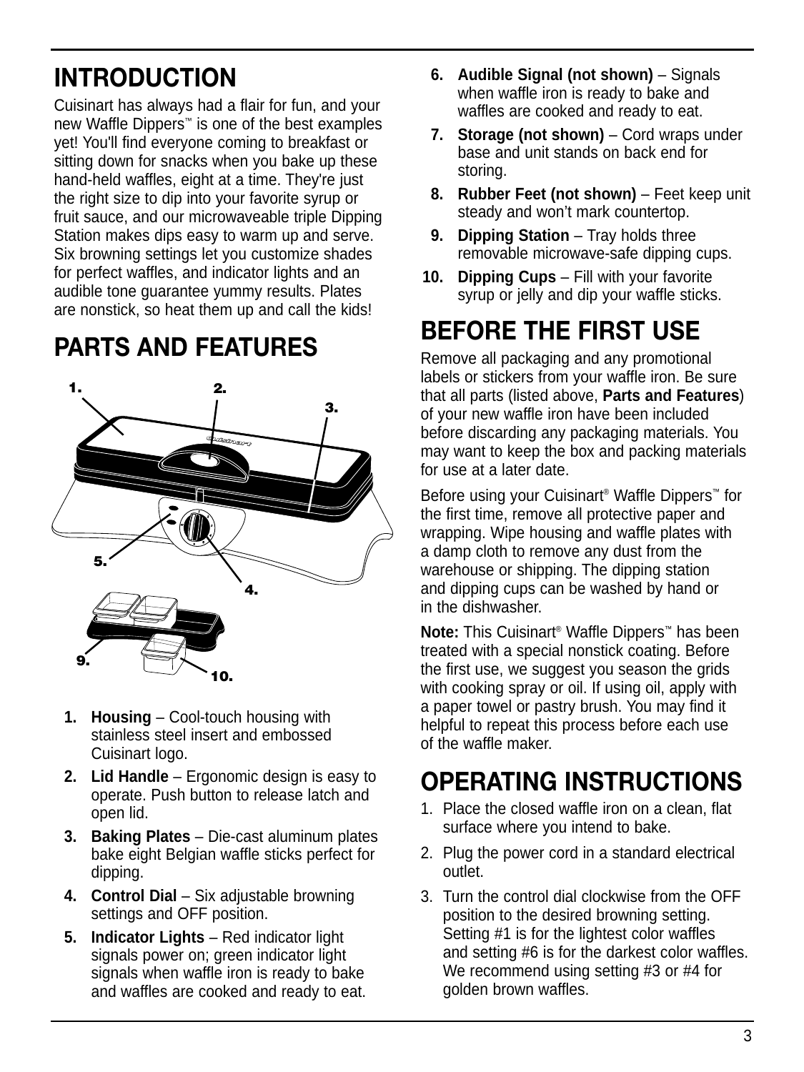# INTRODUCTION

Cuisinart has always had a flair for fun, and your new Waffle Dippers™ is one of the best examples yet! You'll find everyone coming to breakfast or sitting down for snacks when you bake up these hand-held waffles, eight at a time. They're just the right size to dip into your favorite syrup or fruit sauce, and our microwaveable triple Dipping Station makes dips easy to warm up and serve. Six browning settings let you customize shades for perfect waffles, and indicator lights and an audible tone guarantee yummy results. Plates are nonstick, so heat them up and call the kids!

# PARTS AND FEATURES

1. **Housing** – Cool-touch housing with stainless steel insert and embossed Cuisinart logo.
2. **Lid Handle** – Ergonomic design is easy to operate. Push button to release latch and open lid.
3. **Baking Plates** – Die-cast aluminum plates bake eight Belgian waffle sticks perfect for dipping.
4. **Control Dial** – Six adjustable browning settings and OFF position.
5. **Indicator Lights** – Red indicator light signals power on; green indicator light signals when waffle iron is ready to bake and waffles are cooked and ready to eat.
6. **Audible Signal (not shown)** – Signals when waffle iron is ready to bake and waffles are cooked and ready to eat.
7. **Storage (not shown)** – Cord wraps under base and unit stands on back end for storing.
8. **Rubber Feet (not shown)** – Feet keep unit steady and won't mark countertop.
9. **Dipping Station** – Tray holds three removable microwave-safe dipping cups.
10. **Dipping Cups** – Fill with your favorite syrup or jelly and dip your waffle sticks.

# BEFORE THE FIRST USE

Remove all packaging and any promotional labels or stickers from your waffle iron. Be sure that all parts (listed above, **Parts and Features**) of your new waffle iron have been included before discarding any packaging materials. You may want to keep the box and packing materials for use at a later date.

Before using your Cuisinart® Waffle Dippers™ for the first time, remove all protective paper and wrapping. Wipe housing and waffle plates with a damp cloth to remove any dust from the warehouse or shipping. The dipping station and dipping cups can be washed by hand or in the dishwasher.

**Note:** This Cuisinart® Waffle Dippers™ has been treated with a special nonstick coating. Before the first use, we suggest you season the grids with cooking spray or oil. If using oil, apply with a paper towel or pastry brush. You may find it helpful to repeat this process before each use of the waffle maker.

# OPERATING INSTRUCTIONS

1. Place the closed waffle iron on a clean, flat surface where you intend to bake.
2. Plug the power cord in a standard electrical outlet.
3. Turn the control dial clockwise from the OFF position to the desired browning setting. Setting #1 is for the lightest color waffles and setting #6 is for the darkest color waffles. We recommend using setting #3 or #4 for golden brown waffles.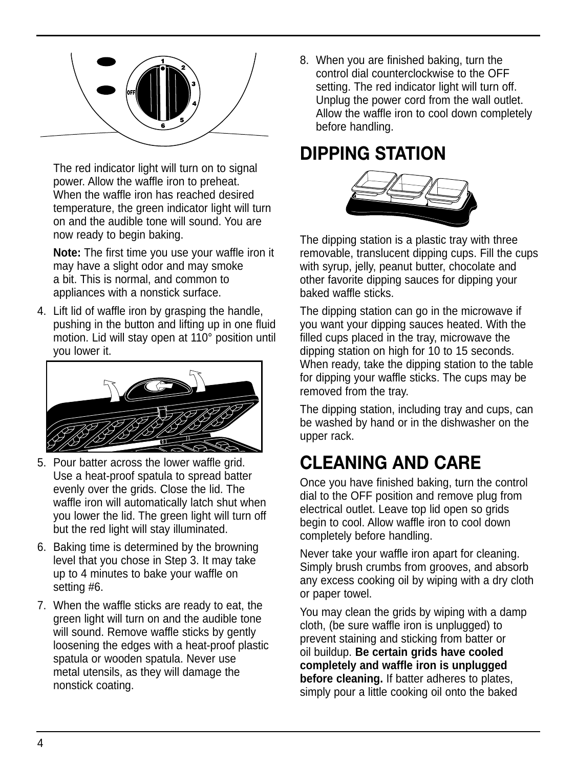The red indicator light will turn on to signal power. Allow the waffle iron to preheat. When the waffle iron has reached desired temperature, the green indicator light will turn on and the audible tone will sound. You are now ready to begin baking.

**Note:** The first time you use your waffle iron it may have a slight odor and may smoke a bit. This is normal, and common to appliances with a nonstick surface.

4. Lift lid of waffle iron by grasping the handle, pushing in the button and lifting up in one fluid motion. Lid will stay open at 110° position until you lower it.

5. Pour batter across the lower waffle grid. Use a heat-proof spatula to spread batter evenly over the grids. Close the lid. The waffle iron will automatically latch shut when you lower the lid. The green light will turn off but the red light will stay illuminated.
6. Baking time is determined by the browning level that you chose in Step 3. It may take up to 4 minutes to bake your waffle on setting #6.
7. When the waffle sticks are ready to eat, the green light will turn on and the audible tone will sound. Remove waffle sticks by gently loosening the edges with a heat-proof plastic spatula or wooden spatula. Never use metal utensils, as they will damage the nonstick coating.
8. When you are finished baking, turn the control dial counterclockwise to the OFF setting. The red indicator light will turn off. Unplug the power cord from the wall outlet. Allow the waffle iron to cool down completely before handling.

## DIPPING STATION

The dipping station is a plastic tray with three removable, translucent dipping cups. Fill the cups with syrup, jelly, peanut butter, chocolate and other favorite dipping sauces for dipping your baked waffle sticks.

The dipping station can go in the microwave if you want your dipping sauces heated. With the filled cups placed in the tray, microwave the dipping station on high for 10 to 15 seconds. When ready, take the dipping station to the table for dipping your waffle sticks. The cups may be removed from the tray.

The dipping station, including tray and cups, can be washed by hand or in the dishwasher on the upper rack.

## CLEANING AND CARE

Once you have finished baking, turn the control dial to the OFF position and remove plug from electrical outlet. Leave top lid open so grids begin to cool. Allow waffle iron to cool down completely before handling.

Never take your waffle iron apart for cleaning. Simply brush crumbs from grooves, and absorb any excess cooking oil by wiping with a dry cloth or paper towel.

You may clean the grids by wiping with a damp cloth, (be sure waffle iron is unplugged) to prevent staining and sticking from batter or oil buildup. **Be certain grids have cooled completely and waffle iron is unplugged before cleaning.** If batter adheres to plates, simply pour a little cooking oil onto the baked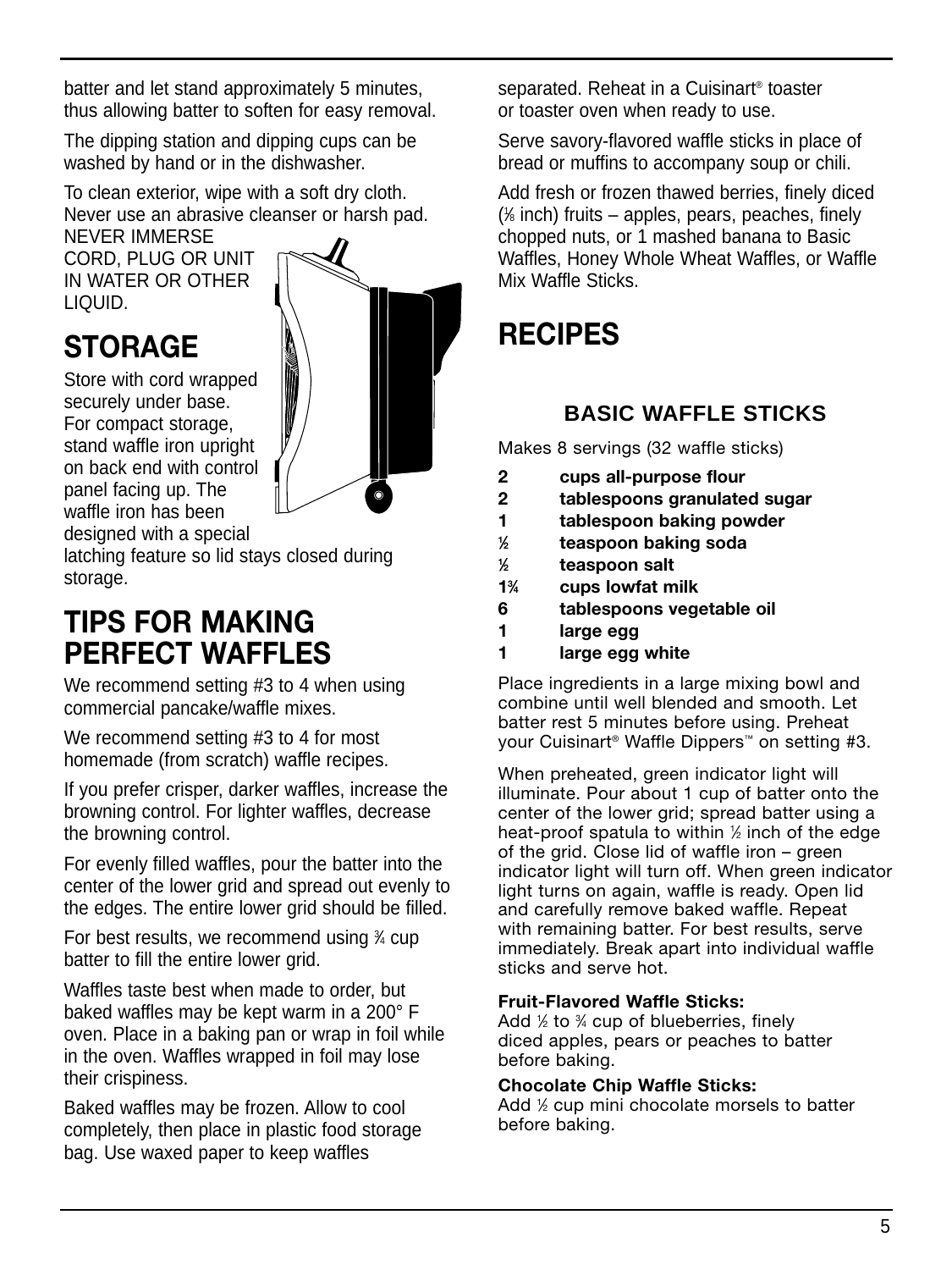batter and let stand approximately 5 minutes, thus allowing batter to soften for easy removal.

The dipping station and dipping cups can be washed by hand or in the dishwasher.

To clean exterior, wipe with a soft dry cloth. Never use an abrasive cleanser or harsh pad. NEVER IMMERSE CORD, PLUG OR UNIT IN WATER OR OTHER LIQUID.

# STORAGE

Store with cord wrapped securely under base. For compact storage, stand waffle iron upright on back end with control panel facing up. The waffle iron has been designed with a special latching feature so lid stays closed during storage.

# TIPS FOR MAKING PERFECT WAFFLES

We recommend setting #3 to 4 when using commercial pancake/waffle mixes.

We recommend setting #3 to 4 for most homemade (from scratch) waffle recipes.

If you prefer crisper, darker waffles, increase the browning control. For lighter waffles, decrease the browning control.

For evenly filled waffles, pour the batter into the center of the lower grid and spread out evenly to the edges. The entire lower grid should be filled.

For best results, we recommend using ¾ cup batter to fill the entire lower grid.

Waffles taste best when made to order, but baked waffles may be kept warm in a 200° F oven. Place in a baking pan or wrap in foil while in the oven. Waffles wrapped in foil may lose their crispiness.

Baked waffles may be frozen. Allow to cool completely, then place in plastic food storage bag. Use waxed paper to keep waffles separated. Reheat in a Cuisinart® toaster or toaster oven when ready to use.

Serve savory-flavored waffle sticks in place of bread or muffins to accompany soup or chili.

Add fresh or frozen thawed berries, finely diced (⅛ inch) fruits – apples, pears, peaches, finely chopped nuts, or 1 mashed banana to Basic Waffles, Honey Whole Wheat Waffles, or Waffle Mix Waffle Sticks.

# RECIPES

## BASIC WAFFLE STICKS

Makes 8 servings (32 waffle sticks)

- **2 cups all-purpose flour**
- **2 tablespoons granulated sugar**
- **1 tablespoon baking powder**
- **½ teaspoon baking soda**
- **½ teaspoon salt**
- **1¾ cups lowfat milk**
- **6 tablespoons vegetable oil**
- **1 large egg**
- **1 large egg white**

Place ingredients in a large mixing bowl and combine until well blended and smooth. Let batter rest 5 minutes before using. Preheat your Cuisinart® Waffle Dippers™ on setting #3.

When preheated, green indicator light will illuminate. Pour about 1 cup of batter onto the center of the lower grid; spread batter using a heat-proof spatula to within ½ inch of the edge of the grid. Close lid of waffle iron – green indicator light will turn off. When green indicator light turns on again, waffle is ready. Open lid and carefully remove baked waffle. Repeat with remaining batter. For best results, serve immediately. Break apart into individual waffle sticks and serve hot.

**Fruit-Flavored Waffle Sticks:**
Add ½ to ¾ cup of blueberries, finely diced apples, pears or peaches to batter before baking.

**Chocolate Chip Waffle Sticks:**
Add ½ cup mini chocolate morsels to batter before baking.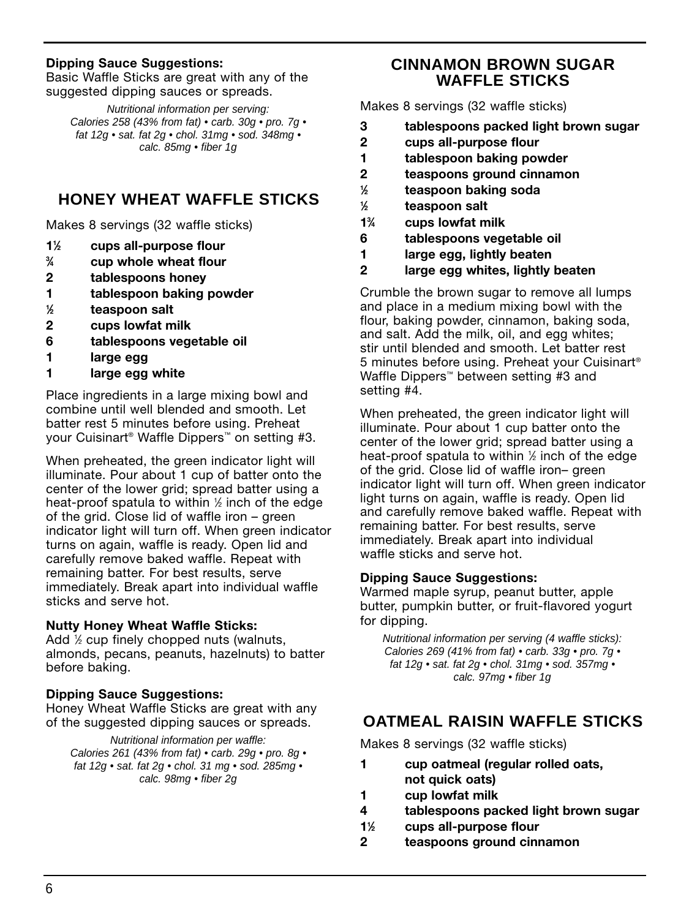**Dipping Sauce Suggestions:**
Basic Waffle Sticks are great with any of the suggested dipping sauces or spreads.

*Nutritional information per serving:
Calories 258 (43% from fat) • carb. 30g • pro. 7g • fat 12g • sat. fat 2g • chol. 31mg • sod. 348mg • calc. 85mg • fiber 1g*

## HONEY WHEAT WAFFLE STICKS

Makes 8 servings (32 waffle sticks)

- **1½ cups all-purpose flour**
- **¾ cup whole wheat flour**
- **2 tablespoons honey**
- **1 tablespoon baking powder**
- **½ teaspoon salt**
- **2 cups lowfat milk**
- **6 tablespoons vegetable oil**
- **1 large egg**
- **1 large egg white**

Place ingredients in a large mixing bowl and combine until well blended and smooth. Let batter rest 5 minutes before using. Preheat your Cuisinart® Waffle Dippers™ on setting #3.

When preheated, the green indicator light will illuminate. Pour about 1 cup of batter onto the center of the lower grid; spread batter using a heat-proof spatula to within ½ inch of the edge of the grid. Close lid of waffle iron – green indicator light will turn off. When green indicator turns on again, waffle is ready. Open lid and carefully remove baked waffle. Repeat with remaining batter. For best results, serve immediately. Break apart into individual waffle sticks and serve hot.

**Nutty Honey Wheat Waffle Sticks:**
Add ½ cup finely chopped nuts (walnuts, almonds, pecans, peanuts, hazelnuts) to batter before baking.

**Dipping Sauce Suggestions:**
Honey Wheat Waffle Sticks are great with any of the suggested dipping sauces or spreads.

*Nutritional information per waffle:
Calories 261 (43% from fat) • carb. 29g • pro. 8g • fat 12g • sat. fat 2g • chol. 31 mg • sod. 285mg • calc. 98mg • fiber 2g*

## CINNAMON BROWN SUGAR WAFFLE STICKS

Makes 8 servings (32 waffle sticks)

- **3 tablespoons packed light brown sugar**
- **2 cups all-purpose flour**
- **1 tablespoon baking powder**
- **2 teaspoons ground cinnamon**
- **½ teaspoon baking soda**
- **½ teaspoon salt**
- **1¾ cups lowfat milk**
- **6 tablespoons vegetable oil**
- **1 large egg, lightly beaten**
- **2 large egg whites, lightly beaten**

Crumble the brown sugar to remove all lumps and place in a medium mixing bowl with the flour, baking powder, cinnamon, baking soda, and salt. Add the milk, oil, and egg whites; stir until blended and smooth. Let batter rest 5 minutes before using. Preheat your Cuisinart® Waffle Dippers™ between setting #3 and setting #4.

When preheated, the green indicator light will illuminate. Pour about 1 cup batter onto the center of the lower grid; spread batter using a heat-proof spatula to within ½ inch of the edge of the grid. Close lid of waffle iron– green indicator light will turn off. When green indicator light turns on again, waffle is ready. Open lid and carefully remove baked waffle. Repeat with remaining batter. For best results, serve immediately. Break apart into individual waffle sticks and serve hot.

**Dipping Sauce Suggestions:**
Warmed maple syrup, peanut butter, apple butter, pumpkin butter, or fruit-flavored yogurt for dipping.

*Nutritional information per serving (4 waffle sticks):
Calories 269 (41% from fat) • carb. 33g • pro. 7g • fat 12g • sat. fat 2g • chol. 31mg • sod. 357mg • calc. 97mg • fiber 1g*

## OATMEAL RAISIN WAFFLE STICKS

Makes 8 servings (32 waffle sticks)

- **1 cup oatmeal (regular rolled oats, not quick oats)**
- **1 cup lowfat milk**
- **4 tablespoons packed light brown sugar**
- **1½ cups all-purpose flour**
- **2 teaspoons ground cinnamon**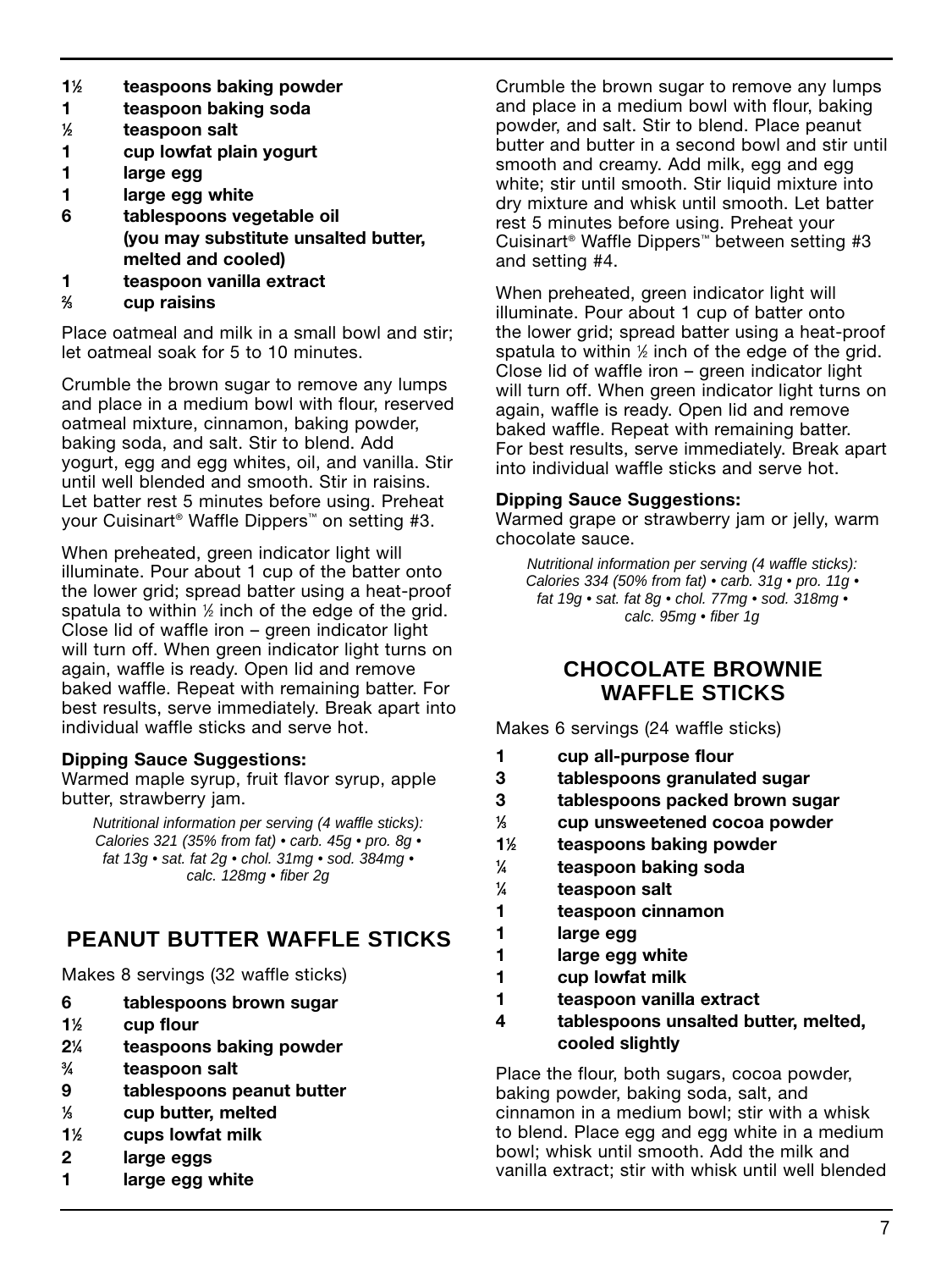- **1½ teaspoons baking powder**
- **1 teaspoon baking soda**
- **½ teaspoon salt**
- **1 cup lowfat plain yogurt**
- **1 large egg**
- **1 large egg white**
- **6 tablespoons vegetable oil (you may substitute unsalted butter, melted and cooled)**
- **1 teaspoon vanilla extract**
- **⅔ cup raisins**

Place oatmeal and milk in a small bowl and stir; let oatmeal soak for 5 to 10 minutes.

Crumble the brown sugar to remove any lumps and place in a medium bowl with flour, reserved oatmeal mixture, cinnamon, baking powder, baking soda, and salt. Stir to blend. Add yogurt, egg and egg whites, oil, and vanilla. Stir until well blended and smooth. Stir in raisins. Let batter rest 5 minutes before using. Preheat your Cuisinart® Waffle Dippers™ on setting #3.

When preheated, green indicator light will illuminate. Pour about 1 cup of the batter onto the lower grid; spread batter using a heat-proof spatula to within ½ inch of the edge of the grid. Close lid of waffle iron – green indicator light will turn off. When green indicator light turns on again, waffle is ready. Open lid and remove baked waffle. Repeat with remaining batter. For best results, serve immediately. Break apart into individual waffle sticks and serve hot.

**Dipping Sauce Suggestions:**
Warmed maple syrup, fruit flavor syrup, apple butter, strawberry jam.

*Nutritional information per serving (4 waffle sticks): Calories 321 (35% from fat) • carb. 45g • pro. 8g • fat 13g • sat. fat 2g • chol. 31mg • sod. 384mg • calc. 128mg • fiber 2g*

## PEANUT BUTTER WAFFLE STICKS

Makes 8 servings (32 waffle sticks)

- **6 tablespoons brown sugar**
- **1½ cup flour**
- **2¼ teaspoons baking powder**
- **¾ teaspoon salt**
- **9 tablespoons peanut butter**
- **⅓ cup butter, melted**
- **1½ cups lowfat milk**
- **2 large eggs**
- **1 large egg white**

Crumble the brown sugar to remove any lumps and place in a medium bowl with flour, baking powder, and salt. Stir to blend. Place peanut butter and butter in a second bowl and stir until smooth and creamy. Add milk, egg and egg white; stir until smooth. Stir liquid mixture into dry mixture and whisk until smooth. Let batter rest 5 minutes before using. Preheat your Cuisinart® Waffle Dippers™ between setting #3 and setting #4.

When preheated, green indicator light will illuminate. Pour about 1 cup of batter onto the lower grid; spread batter using a heat-proof spatula to within ½ inch of the edge of the grid. Close lid of waffle iron – green indicator light will turn off. When green indicator light turns on again, waffle is ready. Open lid and remove baked waffle. Repeat with remaining batter. For best results, serve immediately. Break apart into individual waffle sticks and serve hot.

**Dipping Sauce Suggestions:**
Warmed grape or strawberry jam or jelly, warm chocolate sauce.

*Nutritional information per serving (4 waffle sticks): Calories 334 (50% from fat) • carb. 31g • pro. 11g • fat 19g • sat. fat 8g • chol. 77mg • sod. 318mg • calc. 95mg • fiber 1g*

## CHOCOLATE BROWNIE WAFFLE STICKS

Makes 6 servings (24 waffle sticks)

- **1 cup all-purpose flour**
- **3 tablespoons granulated sugar**
- **3 tablespoons packed brown sugar**
- **⅓ cup unsweetened cocoa powder**
- **1½ teaspoons baking powder**
- **¼ teaspoon baking soda**
- **¼ teaspoon salt**
- **1 teaspoon cinnamon**
- **1 large egg**
- **1 large egg white**
- **1 cup lowfat milk**
- **1 teaspoon vanilla extract**
- **4 tablespoons unsalted butter, melted, cooled slightly**

Place the flour, both sugars, cocoa powder, baking powder, baking soda, salt, and cinnamon in a medium bowl; stir with a whisk to blend. Place egg and egg white in a medium bowl; whisk until smooth. Add the milk and vanilla extract; stir with whisk until well blended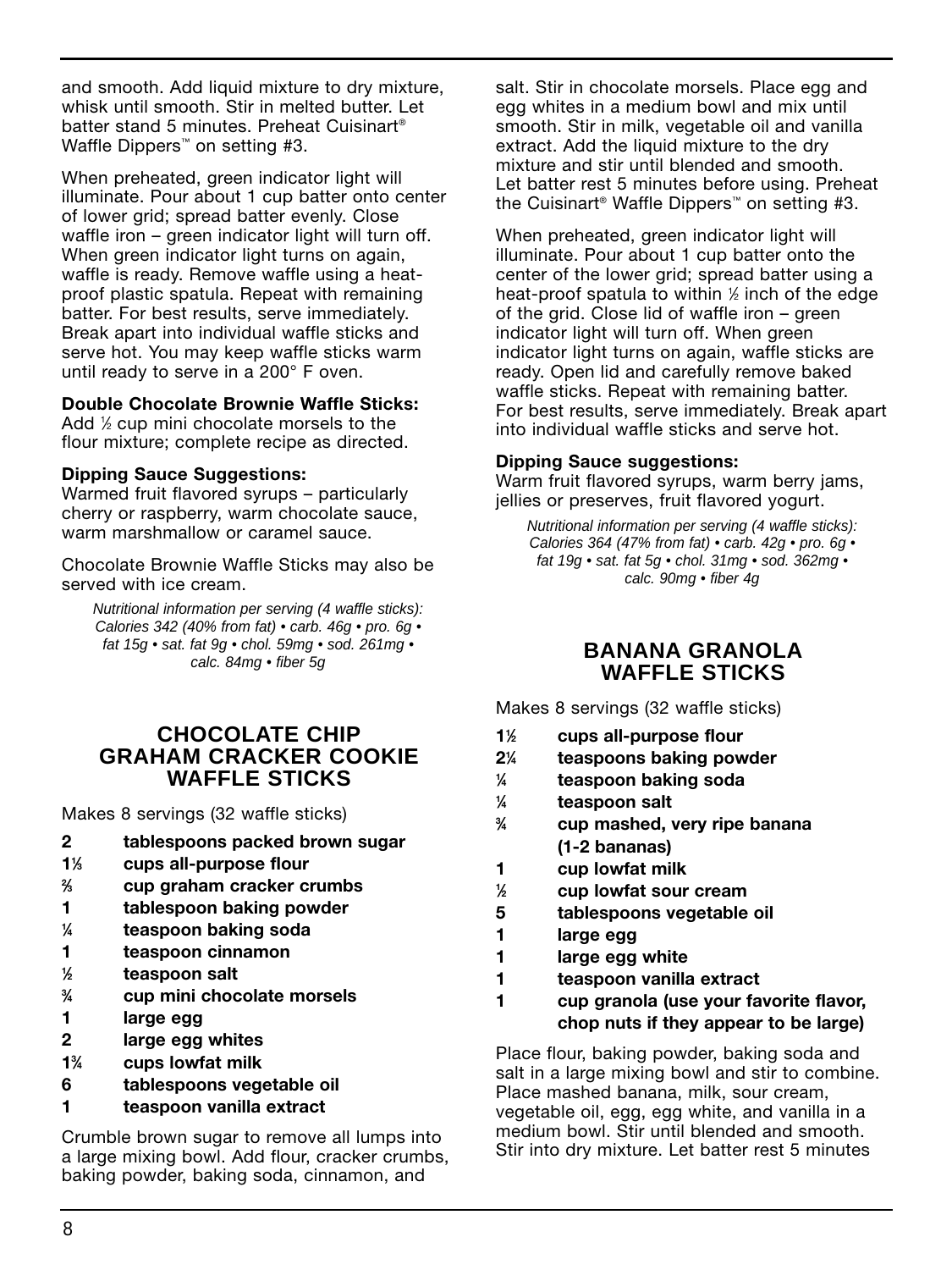and smooth. Add liquid mixture to dry mixture, whisk until smooth. Stir in melted butter. Let batter stand 5 minutes. Preheat Cuisinart® Waffle Dippers™ on setting #3.

When preheated, green indicator light will illuminate. Pour about 1 cup batter onto center of lower grid; spread batter evenly. Close waffle iron – green indicator light will turn off. When green indicator light turns on again, waffle is ready. Remove waffle using a heat-proof plastic spatula. Repeat with remaining batter. For best results, serve immediately. Break apart into individual waffle sticks and serve hot. You may keep waffle sticks warm until ready to serve in a 200° F oven.

**Double Chocolate Brownie Waffle Sticks:** Add ½ cup mini chocolate morsels to the flour mixture; complete recipe as directed.

**Dipping Sauce Suggestions:**
Warmed fruit flavored syrups – particularly cherry or raspberry, warm chocolate sauce, warm marshmallow or caramel sauce.

Chocolate Brownie Waffle Sticks may also be served with ice cream.

*Nutritional information per serving (4 waffle sticks): Calories 342 (40% from fat) • carb. 46g • pro. 6g • fat 15g • sat. fat 9g • chol. 59mg • sod. 261mg • calc. 84mg • fiber 5g*

## CHOCOLATE CHIP GRAHAM CRACKER COOKIE WAFFLE STICKS

Makes 8 servings (32 waffle sticks)

- **2 tablespoons packed brown sugar**
- **1⅓ cups all-purpose flour**
- **⅔ cup graham cracker crumbs**
- **1 tablespoon baking powder**
- **¼ teaspoon baking soda**
- **1 teaspoon cinnamon**
- **½ teaspoon salt**
- **¾ cup mini chocolate morsels**
- **1 large egg**
- **2 large egg whites**
- **1¾ cups lowfat milk**
- **6 tablespoons vegetable oil**
- **1 teaspoon vanilla extract**

Crumble brown sugar to remove all lumps into a large mixing bowl. Add flour, cracker crumbs, baking powder, baking soda, cinnamon, and salt. Stir in chocolate morsels. Place egg and egg whites in a medium bowl and mix until smooth. Stir in milk, vegetable oil and vanilla extract. Add the liquid mixture to the dry mixture and stir until blended and smooth. Let batter rest 5 minutes before using. Preheat the Cuisinart® Waffle Dippers™ on setting #3.

When preheated, green indicator light will illuminate. Pour about 1 cup batter onto the center of the lower grid; spread batter using a heat-proof spatula to within ½ inch of the edge of the grid. Close lid of waffle iron – green indicator light will turn off. When green indicator light turns on again, waffle sticks are ready. Open lid and carefully remove baked waffle sticks. Repeat with remaining batter. For best results, serve immediately. Break apart into individual waffle sticks and serve hot.

**Dipping Sauce suggestions:**
Warm fruit flavored syrups, warm berry jams, jellies or preserves, fruit flavored yogurt.

*Nutritional information per serving (4 waffle sticks): Calories 364 (47% from fat) • carb. 42g • pro. 6g • fat 19g • sat. fat 5g • chol. 31mg • sod. 362mg • calc. 90mg • fiber 4g*

## BANANA GRANOLA WAFFLE STICKS

Makes 8 servings (32 waffle sticks)

- **1½ cups all-purpose flour**
- **2¼ teaspoons baking powder**
- **¼ teaspoon baking soda**
- **¼ teaspoon salt**
- **¾ cup mashed, very ripe banana (1-2 bananas)**
- **1 cup lowfat milk**
- **½ cup lowfat sour cream**
- **5 tablespoons vegetable oil**
- **1 large egg**
- **1 large egg white**
- **1 teaspoon vanilla extract**
- **1 cup granola (use your favorite flavor, chop nuts if they appear to be large)**

Place flour, baking powder, baking soda and salt in a large mixing bowl and stir to combine. Place mashed banana, milk, sour cream, vegetable oil, egg, egg white, and vanilla in a medium bowl. Stir until blended and smooth. Stir into dry mixture. Let batter rest 5 minutes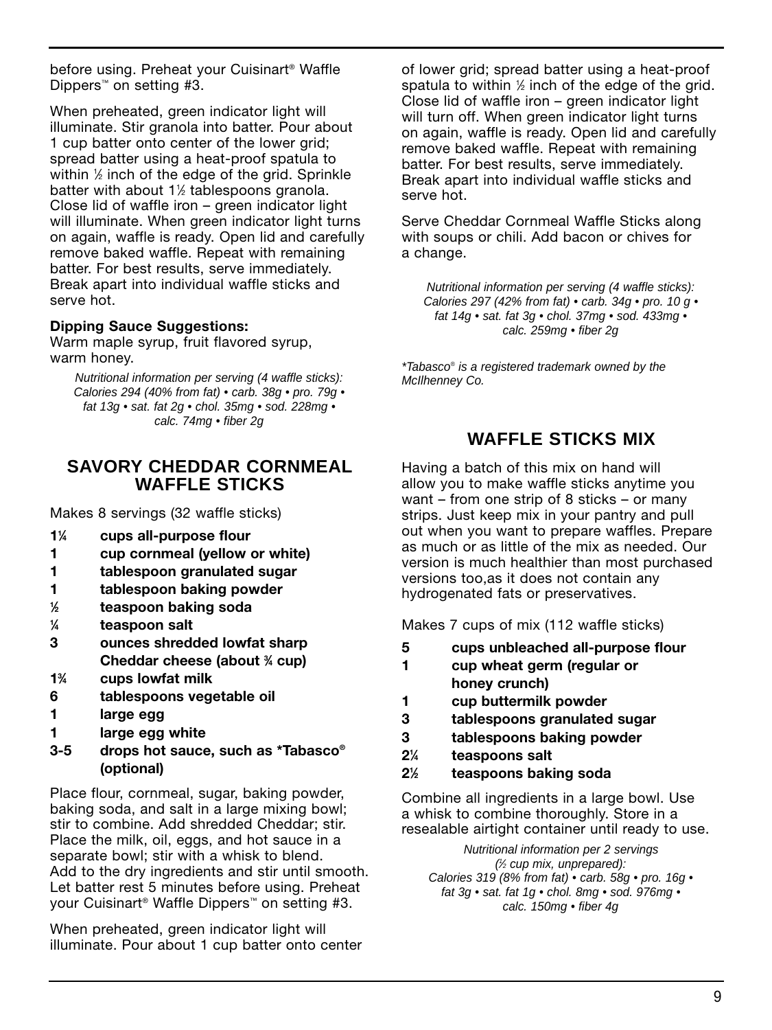before using. Preheat your Cuisinart® Waffle Dippers™ on setting #3.

When preheated, green indicator light will illuminate. Stir granola into batter. Pour about 1 cup batter onto center of the lower grid; spread batter using a heat-proof spatula to within ½ inch of the edge of the grid. Sprinkle batter with about 1½ tablespoons granola. Close lid of waffle iron – green indicator light will illuminate. When green indicator light turns on again, waffle is ready. Open lid and carefully remove baked waffle. Repeat with remaining batter. For best results, serve immediately. Break apart into individual waffle sticks and serve hot.

**Dipping Sauce Suggestions:**
Warm maple syrup, fruit flavored syrup, warm honey.

*Nutritional information per serving (4 waffle sticks): Calories 294 (40% from fat) • carb. 38g • pro. 79g • fat 13g • sat. fat 2g • chol. 35mg • sod. 228mg • calc. 74mg • fiber 2g*

## SAVORY CHEDDAR CORNMEAL WAFFLE STICKS

Makes 8 servings (32 waffle sticks)

- **1¼ cups all-purpose flour**
- **1 cup cornmeal (yellow or white)**
- **1 tablespoon granulated sugar**
- **1 tablespoon baking powder**
- **½ teaspoon baking soda**
- **¼ teaspoon salt**
- **3 ounces shredded lowfat sharp Cheddar cheese (about ¾ cup)**
- **1¾ cups lowfat milk**
- **6 tablespoons vegetable oil**
- **1 large egg**
- **1 large egg white**
- **3-5 drops hot sauce, such as *Tabasco® (optional)**

Place flour, cornmeal, sugar, baking powder, baking soda, and salt in a large mixing bowl; stir to combine. Add shredded Cheddar; stir. Place the milk, oil, eggs, and hot sauce in a separate bowl; stir with a whisk to blend. Add to the dry ingredients and stir until smooth. Let batter rest 5 minutes before using. Preheat your Cuisinart® Waffle Dippers™ on setting #3.

When preheated, green indicator light will illuminate. Pour about 1 cup batter onto center of lower grid; spread batter using a heat-proof spatula to within ½ inch of the edge of the grid. Close lid of waffle iron – green indicator light will turn off. When green indicator light turns on again, waffle is ready. Open lid and carefully remove baked waffle. Repeat with remaining batter. For best results, serve immediately. Break apart into individual waffle sticks and serve hot.

Serve Cheddar Cornmeal Waffle Sticks along with soups or chili. Add bacon or chives for a change.

*Nutritional information per serving (4 waffle sticks): Calories 297 (42% from fat) • carb. 34g • pro. 10 g • fat 14g • sat. fat 3g • chol. 37mg • sod. 433mg • calc. 259mg • fiber 2g*

*\*Tabasco® is a registered trademark owned by the McIlhenney Co.*

## WAFFLE STICKS MIX

Having a batch of this mix on hand will allow you to make waffle sticks anytime you want – from one strip of 8 sticks – or many strips. Just keep mix in your pantry and pull out when you want to prepare waffles. Prepare as much or as little of the mix as needed. Our version is much healthier than most purchased versions too,as it does not contain any hydrogenated fats or preservatives.

Makes 7 cups of mix (112 waffle sticks)

- **5 cups unbleached all-purpose flour**
- **1 cup wheat germ (regular or honey crunch)**
- **1 cup buttermilk powder**
- **3 tablespoons granulated sugar**
- **3 tablespoons baking powder**
- **2¼ teaspoons salt**
- **2½ teaspoons baking soda**

Combine all ingredients in a large bowl. Use a whisk to combine thoroughly. Store in a resealable airtight container until ready to use.

*Nutritional information per 2 servings (½ cup mix, unprepared): Calories 319 (8% from fat) • carb. 58g • pro. 16g • fat 3g • sat. fat 1g • chol. 8mg • sod. 976mg • calc. 150mg • fiber 4g*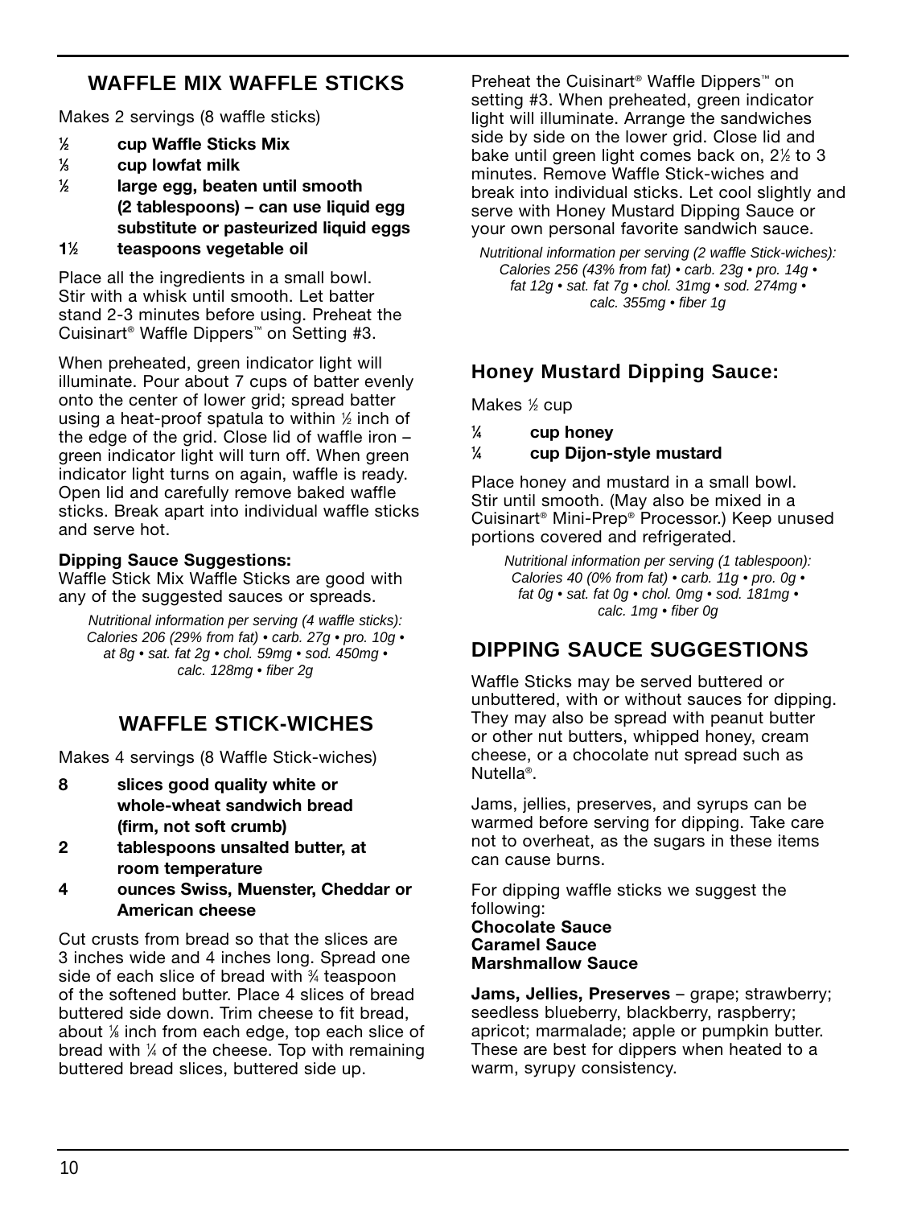## WAFFLE MIX WAFFLE STICKS

Makes 2 servings (8 waffle sticks)

- **½ cup Waffle Sticks Mix**
- **⅓ cup lowfat milk**
- **½ large egg, beaten until smooth (2 tablespoons) – can use liquid egg substitute or pasteurized liquid eggs**
- **1½ teaspoons vegetable oil**

Place all the ingredients in a small bowl. Stir with a whisk until smooth. Let batter stand 2-3 minutes before using. Preheat the Cuisinart® Waffle Dippers™ on Setting #3.

When preheated, green indicator light will illuminate. Pour about 7 cups of batter evenly onto the center of lower grid; spread batter using a heat-proof spatula to within ½ inch of the edge of the grid. Close lid of waffle iron – green indicator light will turn off. When green indicator light turns on again, waffle is ready. Open lid and carefully remove baked waffle sticks. Break apart into individual waffle sticks and serve hot.

**Dipping Sauce Suggestions:**
Waffle Stick Mix Waffle Sticks are good with any of the suggested sauces or spreads.

*Nutritional information per serving (4 waffle sticks): Calories 206 (29% from fat) • carb. 27g • pro. 10g • at 8g • sat. fat 2g • chol. 59mg • sod. 450mg • calc. 128mg • fiber 2g*

## WAFFLE STICK-WICHES

Makes 4 servings (8 Waffle Stick-wiches)

- **8 slices good quality white or whole-wheat sandwich bread (firm, not soft crumb)**
- **2 tablespoons unsalted butter, at room temperature**
- **4 ounces Swiss, Muenster, Cheddar or American cheese**

Cut crusts from bread so that the slices are 3 inches wide and 4 inches long. Spread one side of each slice of bread with ¾ teaspoon of the softened butter. Place 4 slices of bread buttered side down. Trim cheese to fit bread, about ⅛ inch from each edge, top each slice of bread with ¼ of the cheese. Top with remaining buttered bread slices, buttered side up.

Preheat the Cuisinart® Waffle Dippers™ on setting #3. When preheated, green indicator light will illuminate. Arrange the sandwiches side by side on the lower grid. Close lid and bake until green light comes back on, 2½ to 3 minutes. Remove Waffle Stick-wiches and break into individual sticks. Let cool slightly and serve with Honey Mustard Dipping Sauce or your own personal favorite sandwich sauce.

*Nutritional information per serving (2 waffle Stick-wiches): Calories 256 (43% from fat) • carb. 23g • pro. 14g • fat 12g • sat. fat 7g • chol. 31mg • sod. 274mg • calc. 355mg • fiber 1g*

### Honey Mustard Dipping Sauce:

Makes ½ cup

- **¼ cup honey**
- **¼ cup Dijon-style mustard**

Place honey and mustard in a small bowl. Stir until smooth. (May also be mixed in a Cuisinart® Mini-Prep® Processor.) Keep unused portions covered and refrigerated.

*Nutritional information per serving (1 tablespoon): Calories 40 (0% from fat) • carb. 11g • pro. 0g • fat 0g • sat. fat 0g • chol. 0mg • sod. 181mg • calc. 1mg • fiber 0g*

## DIPPING SAUCE SUGGESTIONS

Waffle Sticks may be served buttered or unbuttered, with or without sauces for dipping. They may also be spread with peanut butter or other nut butters, whipped honey, cream cheese, or a chocolate nut spread such as Nutella®.

Jams, jellies, preserves, and syrups can be warmed before serving for dipping. Take care not to overheat, as the sugars in these items can cause burns.

For dipping waffle sticks we suggest the following:
**Chocolate Sauce**
**Caramel Sauce**
**Marshmallow Sauce**

**Jams, Jellies, Preserves** – grape; strawberry; seedless blueberry, blackberry, raspberry; apricot; marmalade; apple or pumpkin butter. These are best for dippers when heated to a warm, syrupy consistency.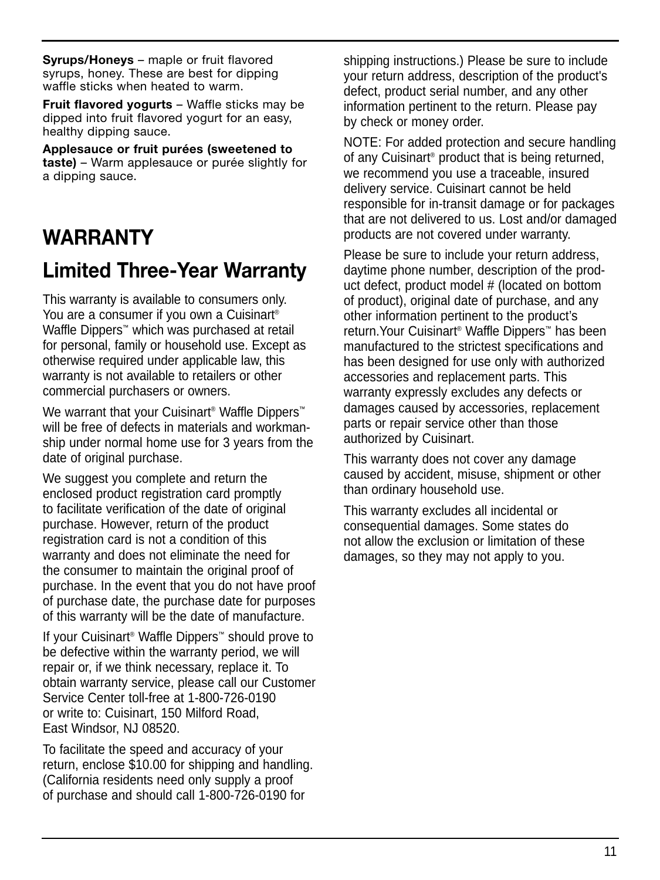**Syrups/Honeys** – maple or fruit flavored syrups, honey. These are best for dipping waffle sticks when heated to warm.

**Fruit flavored yogurts** – Waffle sticks may be dipped into fruit flavored yogurt for an easy, healthy dipping sauce.

**Applesauce or fruit purées (sweetened to taste)** – Warm applesauce or purée slightly for a dipping sauce.

# WARRANTY

## Limited Three-Year Warranty

This warranty is available to consumers only. You are a consumer if you own a Cuisinart® Waffle Dippers™ which was purchased at retail for personal, family or household use. Except as otherwise required under applicable law, this warranty is not available to retailers or other commercial purchasers or owners.

We warrant that your Cuisinart® Waffle Dippers™ will be free of defects in materials and workmanship under normal home use for 3 years from the date of original purchase.

We suggest you complete and return the enclosed product registration card promptly to facilitate verification of the date of original purchase. However, return of the product registration card is not a condition of this warranty and does not eliminate the need for the consumer to maintain the original proof of purchase. In the event that you do not have proof of purchase date, the purchase date for purposes of this warranty will be the date of manufacture.

If your Cuisinart® Waffle Dippers™ should prove to be defective within the warranty period, we will repair or, if we think necessary, replace it. To obtain warranty service, please call our Customer Service Center toll-free at 1-800-726-0190 or write to: Cuisinart, 150 Milford Road, East Windsor, NJ 08520.

To facilitate the speed and accuracy of your return, enclose $10.00 for shipping and handling. (California residents need only supply a proof of purchase and should call 1-800-726-0190 for shipping instructions.) Please be sure to include your return address, description of the product's defect, product serial number, and any other information pertinent to the return. Please pay by check or money order.

NOTE: For added protection and secure handling of any Cuisinart® product that is being returned, we recommend you use a traceable, insured delivery service. Cuisinart cannot be held responsible for in-transit damage or for packages that are not delivered to us. Lost and/or damaged products are not covered under warranty.

Please be sure to include your return address, daytime phone number, description of the product defect, product model # (located on bottom of product), original date of purchase, and any other information pertinent to the product's return.Your Cuisinart® Waffle Dippers™ has been manufactured to the strictest specifications and has been designed for use only with authorized accessories and replacement parts. This warranty expressly excludes any defects or damages caused by accessories, replacement parts or repair service other than those authorized by Cuisinart.

This warranty does not cover any damage caused by accident, misuse, shipment or other than ordinary household use.

This warranty excludes all incidental or consequential damages. Some states do not allow the exclusion or limitation of these damages, so they may not apply to you.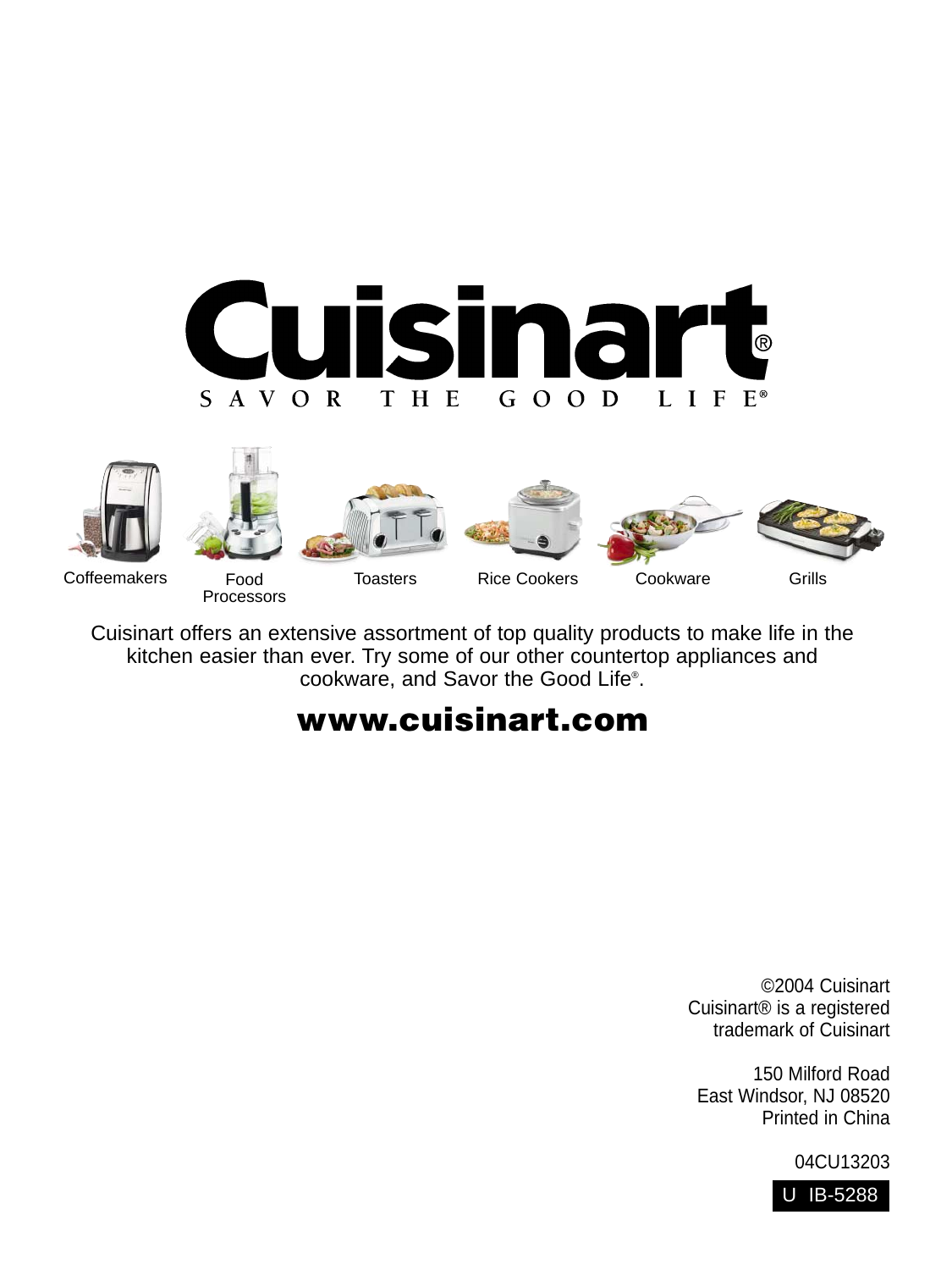# Cuisinart®

SAVOR THE GOOD LIFE®

Coffeemakers

Food Processors

Toasters

Rice Cookers

Cookware

Grills

Cuisinart offers an extensive assortment of top quality products to make life in the kitchen easier than ever. Try some of our other countertop appliances and cookware, and Savor the Good Life®.

**www.cuisinart.com**

©2004 Cuisinart
Cuisinart® is a registered trademark of Cuisinart

150 Milford Road
East Windsor, NJ 08520
Printed in China

04CU13203

U IB-5288